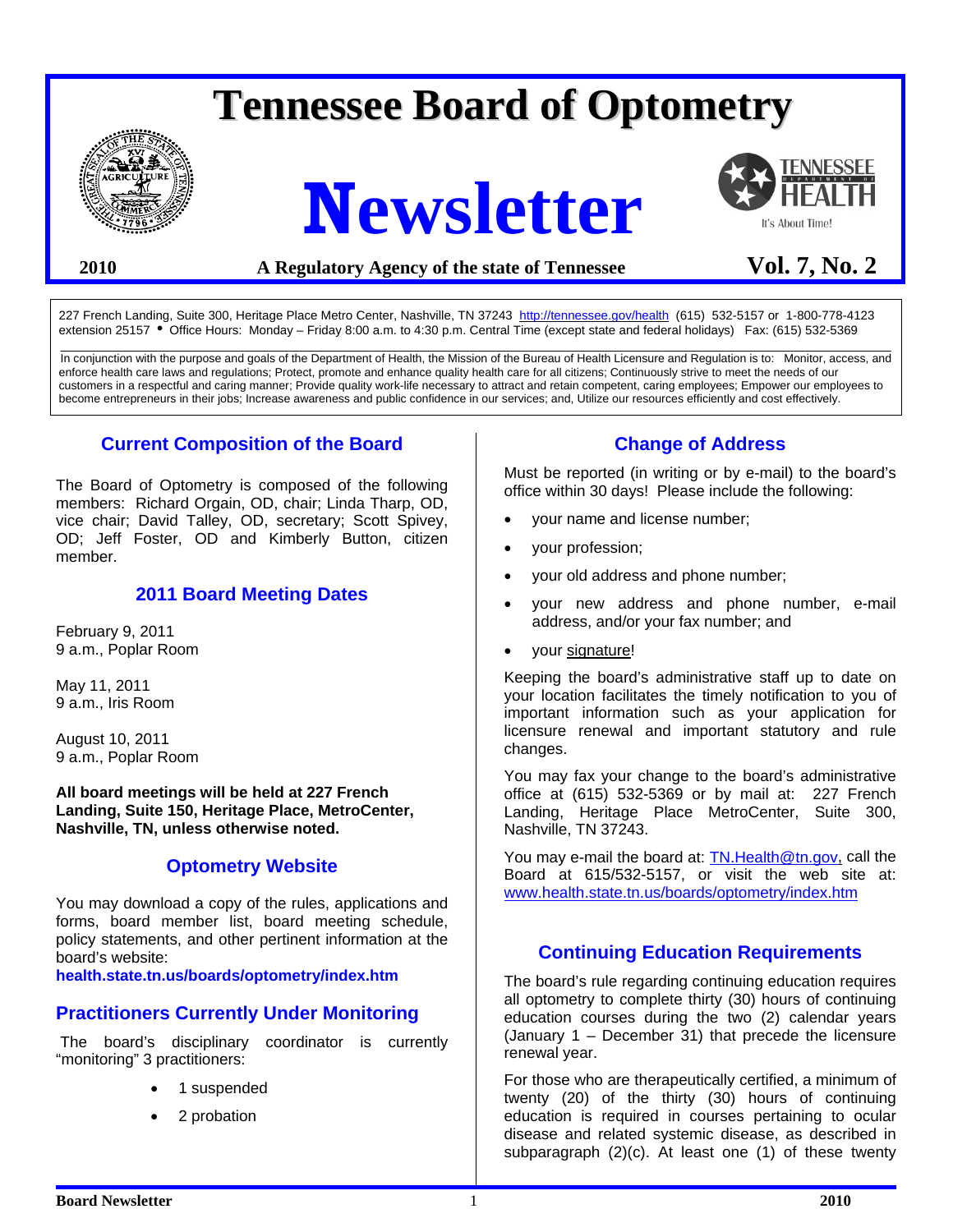# Tennessee Board of Optometry

# Newsletter

**2010** **A Regulatory Agency of the state of Tennessee** **Vol. 7, No. 2**

227 French Landing, Suite 300, Heritage Place Metro Center, Nashville, TN 37243 http://tennessee.gov/health (615) 532-5157 or 1-800-778-4123 extension 25157 • Office Hours: Monday – Friday 8:00 a.m. to 4:30 p.m. Central Time (except state and federal holidays) Fax: (615) 532-5369

In conjunction with the purpose and goals of the Department of Health, the Mission of the Bureau of Health Licensure and Regulation is to: Monitor, access, and enforce health care laws and regulations; Protect, promote and enhance quality health care for all citizens; Continuously strive to meet the needs of our customers in a respectful and caring manner; Provide quality work-life necessary to attract and retain competent, caring employees; Empower our employees to become entrepreneurs in their jobs; Increase awareness and public confidence in our services; and, Utilize our resources efficiently and cost effectively.

## Current Composition of the Board

The Board of Optometry is composed of the following members: Richard Orgain, OD, chair; Linda Tharp, OD, vice chair; David Talley, OD, secretary; Scott Spivey, OD; Jeff Foster, OD and Kimberly Button, citizen member.

## 2011 Board Meeting Dates

February 9, 2011
9 a.m., Poplar Room

May 11, 2011
9 a.m., Iris Room

August 10, 2011
9 a.m., Poplar Room

**All board meetings will be held at 227 French Landing, Suite 150, Heritage Place, MetroCenter, Nashville, TN, unless otherwise noted.**

## Optometry Website

You may download a copy of the rules, applications and forms, board member list, board meeting schedule, policy statements, and other pertinent information at the board's website:
**health.state.tn.us/boards/optometry/index.htm**

## Practitioners Currently Under Monitoring

The board's disciplinary coordinator is currently "monitoring" 3 practitioners:

- 1 suspended
- 2 probation

## Change of Address

Must be reported (in writing or by e-mail) to the board's office within 30 days! Please include the following:

- your name and license number;
- your profession;
- your old address and phone number;
- your new address and phone number, e-mail address, and/or your fax number; and
- your signature!

Keeping the board's administrative staff up to date on your location facilitates the timely notification to you of important information such as your application for licensure renewal and important statutory and rule changes.

You may fax your change to the board's administrative office at (615) 532-5369 or by mail at: 227 French Landing, Heritage Place MetroCenter, Suite 300, Nashville, TN 37243.

You may e-mail the board at: TN.Health@tn.gov, call the Board at 615/532-5157, or visit the web site at: www.health.state.tn.us/boards/optometry/index.htm

## Continuing Education Requirements

The board's rule regarding continuing education requires all optometry to complete thirty (30) hours of continuing education courses during the two (2) calendar years (January 1 – December 31) that precede the licensure renewal year.

For those who are therapeutically certified, a minimum of twenty (20) of the thirty (30) hours of continuing education is required in courses pertaining to ocular disease and related systemic disease, as described in subparagraph (2)(c). At least one (1) of these twenty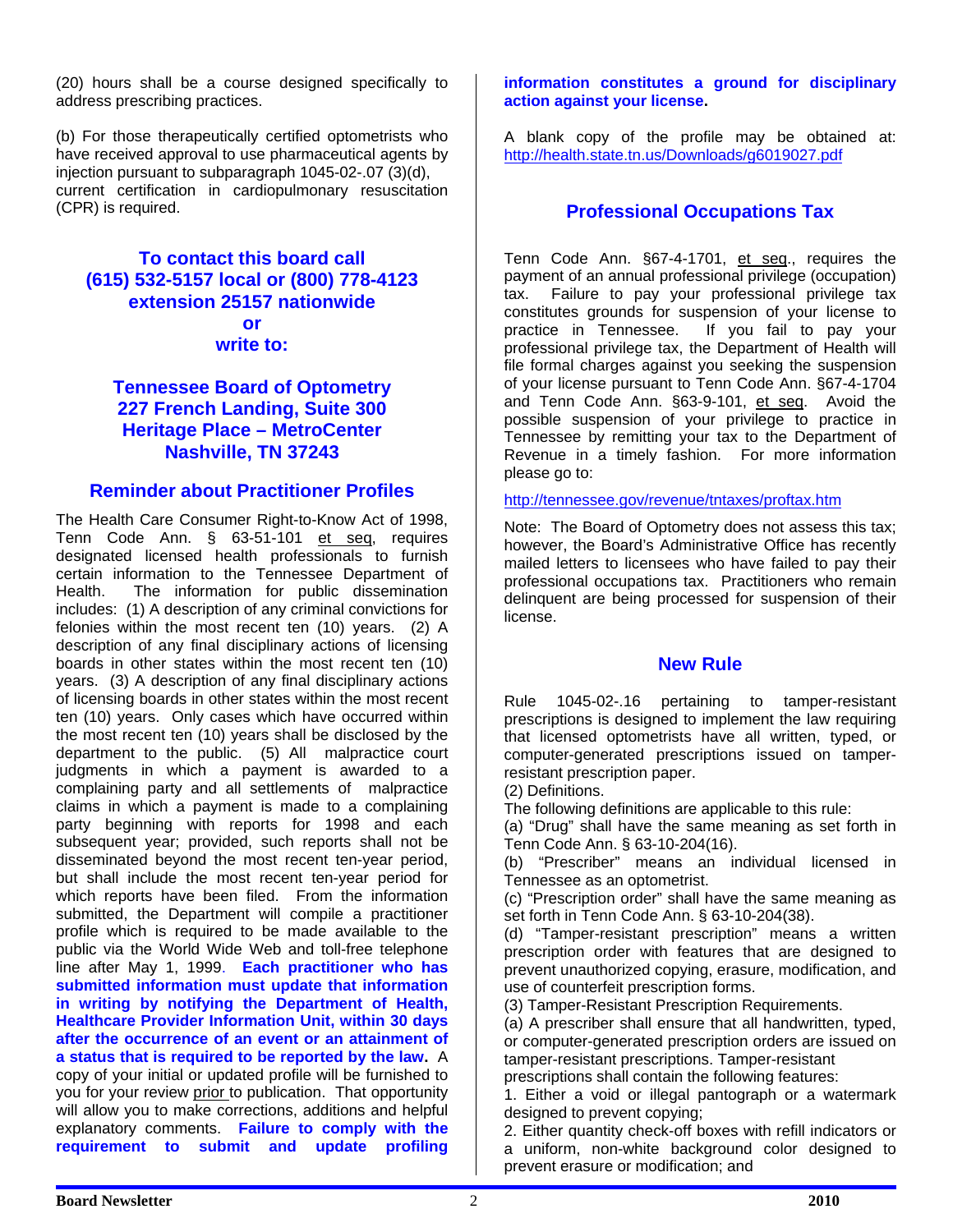(20) hours shall be a course designed specifically to address prescribing practices.

(b) For those therapeutically certified optometrists who have received approval to use pharmaceutical agents by injection pursuant to subparagraph 1045-02-.07 (3)(d), current certification in cardiopulmonary resuscitation (CPR) is required.

**To contact this board call (615) 532-5157 local or (800) 778-4123 extension 25157 nationwide or write to:**

**Tennessee Board of Optometry**
**227 French Landing, Suite 300**
**Heritage Place – MetroCenter**
**Nashville, TN 37243**

## Reminder about Practitioner Profiles

The Health Care Consumer Right-to-Know Act of 1998, Tenn Code Ann. § 63-51-101 et seq, requires designated licensed health professionals to furnish certain information to the Tennessee Department of Health. The information for public dissemination includes: (1) A description of any criminal convictions for felonies within the most recent ten (10) years. (2) A description of any final disciplinary actions of licensing boards in other states within the most recent ten (10) years. (3) A description of any final disciplinary actions of licensing boards in other states within the most recent ten (10) years. Only cases which have occurred within the most recent ten (10) years shall be disclosed by the department to the public. (5) All malpractice court judgments in which a payment is awarded to a complaining party and all settlements of malpractice claims in which a payment is made to a complaining party beginning with reports for 1998 and each subsequent year; provided, such reports shall not be disseminated beyond the most recent ten-year period, but shall include the most recent ten-year period for which reports have been filed. From the information submitted, the Department will compile a practitioner profile which is required to be made available to the public via the World Wide Web and toll-free telephone line after May 1, 1999. **Each practitioner who has submitted information must update that information in writing by notifying the Department of Health, Healthcare Provider Information Unit, within 30 days after the occurrence of an event or an attainment of a status that is required to be reported by the law.** A copy of your initial or updated profile will be furnished to you for your review prior to publication. That opportunity will allow you to make corrections, additions and helpful explanatory comments. **Failure to comply with the requirement to submit and update profiling information constitutes a ground for disciplinary action against your license.**

A blank copy of the profile may be obtained at: http://health.state.tn.us/Downloads/g6019027.pdf

## Professional Occupations Tax

Tenn Code Ann. §67-4-1701, et seq., requires the payment of an annual professional privilege (occupation) tax. Failure to pay your professional privilege tax constitutes grounds for suspension of your license to practice in Tennessee. If you fail to pay your professional privilege tax, the Department of Health will file formal charges against you seeking the suspension of your license pursuant to Tenn Code Ann. §67-4-1704 and Tenn Code Ann. §63-9-101, et seq. Avoid the possible suspension of your privilege to practice in Tennessee by remitting your tax to the Department of Revenue in a timely fashion. For more information please go to:

http://tennessee.gov/revenue/tntaxes/proftax.htm

Note: The Board of Optometry does not assess this tax; however, the Board's Administrative Office has recently mailed letters to licensees who have failed to pay their professional occupations tax. Practitioners who remain delinquent are being processed for suspension of their license.

## New Rule

Rule 1045-02-.16 pertaining to tamper-resistant prescriptions is designed to implement the law requiring that licensed optometrists have all written, typed, or computer-generated prescriptions issued on tamper-resistant prescription paper.

(2) Definitions.

The following definitions are applicable to this rule:

(a) "Drug" shall have the same meaning as set forth in Tenn Code Ann. § 63-10-204(16).

(b) "Prescriber" means an individual licensed in Tennessee as an optometrist.

(c) "Prescription order" shall have the same meaning as set forth in Tenn Code Ann. § 63-10-204(38).

(d) "Tamper-resistant prescription" means a written prescription order with features that are designed to prevent unauthorized copying, erasure, modification, and use of counterfeit prescription forms.

(3) Tamper-Resistant Prescription Requirements.

(a) A prescriber shall ensure that all handwritten, typed, or computer-generated prescription orders are issued on tamper-resistant prescriptions. Tamper-resistant prescriptions shall contain the following features:

1. Either a void or illegal pantograph or a watermark designed to prevent copying;

2. Either quantity check-off boxes with refill indicators or a uniform, non-white background color designed to prevent erasure or modification; and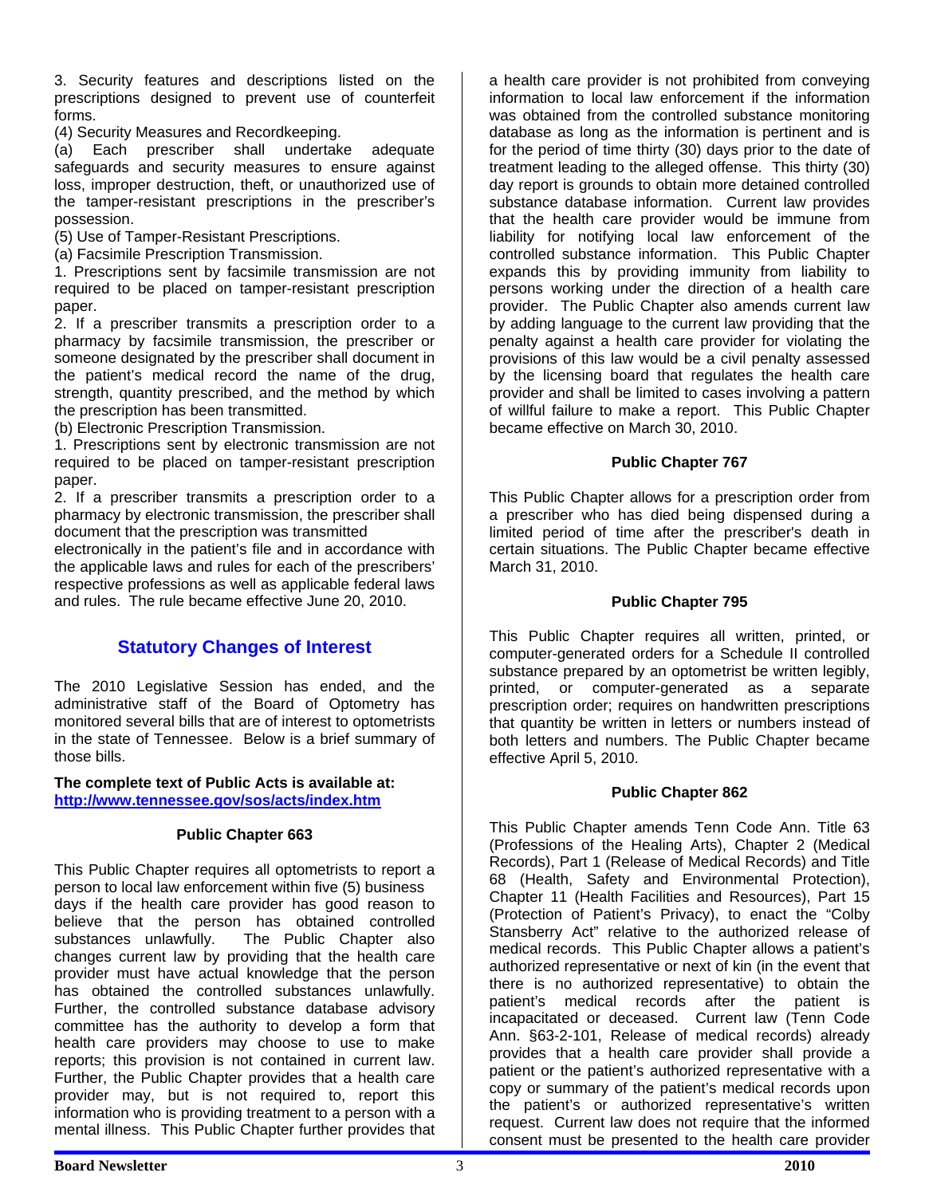3. Security features and descriptions listed on the prescriptions designed to prevent use of counterfeit forms.

(4) Security Measures and Recordkeeping.

(a) Each prescriber shall undertake adequate safeguards and security measures to ensure against loss, improper destruction, theft, or unauthorized use of the tamper-resistant prescriptions in the prescriber's possession.

(5) Use of Tamper-Resistant Prescriptions.

(a) Facsimile Prescription Transmission.

1. Prescriptions sent by facsimile transmission are not required to be placed on tamper-resistant prescription paper.

2. If a prescriber transmits a prescription order to a pharmacy by facsimile transmission, the prescriber or someone designated by the prescriber shall document in the patient's medical record the name of the drug, strength, quantity prescribed, and the method by which the prescription has been transmitted.

(b) Electronic Prescription Transmission.

1. Prescriptions sent by electronic transmission are not required to be placed on tamper-resistant prescription paper.

2. If a prescriber transmits a prescription order to a pharmacy by electronic transmission, the prescriber shall document that the prescription was transmitted electronically in the patient's file and in accordance with the applicable laws and rules for each of the prescribers' respective professions as well as applicable federal laws and rules. The rule became effective June 20, 2010.

## Statutory Changes of Interest

The 2010 Legislative Session has ended, and the administrative staff of the Board of Optometry has monitored several bills that are of interest to optometrists in the state of Tennessee. Below is a brief summary of those bills.

**The complete text of Public Acts is available at: http://www.tennessee.gov/sos/acts/index.htm**

### Public Chapter 663

This Public Chapter requires all optometrists to report a person to local law enforcement within five (5) business days if the health care provider has good reason to believe that the person has obtained controlled substances unlawfully. The Public Chapter also changes current law by providing that the health care provider must have actual knowledge that the person has obtained the controlled substances unlawfully. Further, the controlled substance database advisory committee has the authority to develop a form that health care providers may choose to use to make reports; this provision is not contained in current law. Further, the Public Chapter provides that a health care provider may, but is not required to, report this information who is providing treatment to a person with a mental illness. This Public Chapter further provides that a health care provider is not prohibited from conveying information to local law enforcement if the information was obtained from the controlled substance monitoring database as long as the information is pertinent and is for the period of time thirty (30) days prior to the date of treatment leading to the alleged offense. This thirty (30) day report is grounds to obtain more detained controlled substance database information. Current law provides that the health care provider would be immune from liability for notifying local law enforcement of the controlled substance information. This Public Chapter expands this by providing immunity from liability to persons working under the direction of a health care provider. The Public Chapter also amends current law by adding language to the current law providing that the penalty against a health care provider for violating the provisions of this law would be a civil penalty assessed by the licensing board that regulates the health care provider and shall be limited to cases involving a pattern of willful failure to make a report. This Public Chapter became effective on March 30, 2010.

### Public Chapter 767

This Public Chapter allows for a prescription order from a prescriber who has died being dispensed during a limited period of time after the prescriber's death in certain situations. The Public Chapter became effective March 31, 2010.

### Public Chapter 795

This Public Chapter requires all written, printed, or computer-generated orders for a Schedule II controlled substance prepared by an optometrist be written legibly, printed, or computer-generated as a separate prescription order; requires on handwritten prescriptions that quantity be written in letters or numbers instead of both letters and numbers. The Public Chapter became effective April 5, 2010.

### Public Chapter 862

This Public Chapter amends Tenn Code Ann. Title 63 (Professions of the Healing Arts), Chapter 2 (Medical Records), Part 1 (Release of Medical Records) and Title 68 (Health, Safety and Environmental Protection), Chapter 11 (Health Facilities and Resources), Part 15 (Protection of Patient's Privacy), to enact the "Colby Stansberry Act" relative to the authorized release of medical records. This Public Chapter allows a patient's authorized representative or next of kin (in the event that there is no authorized representative) to obtain the patient's medical records after the patient is incapacitated or deceased. Current law (Tenn Code Ann. §63-2-101, Release of medical records) already provides that a health care provider shall provide a patient or the patient's authorized representative with a copy or summary of the patient's medical records upon the patient's or authorized representative's written request. Current law does not require that the informed consent must be presented to the health care provider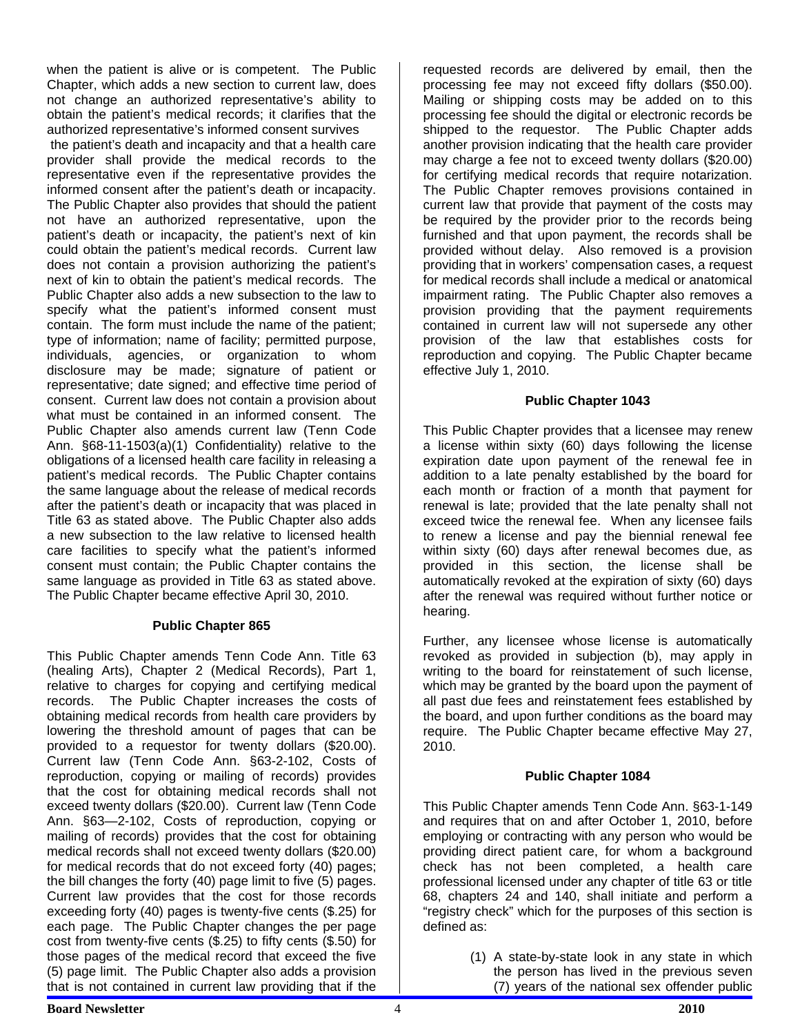when the patient is alive or is competent. The Public Chapter, which adds a new section to current law, does not change an authorized representative's ability to obtain the patient's medical records; it clarifies that the authorized representative's informed consent survives the patient's death and incapacity and that a health care provider shall provide the medical records to the representative even if the representative provides the informed consent after the patient's death or incapacity. The Public Chapter also provides that should the patient not have an authorized representative, upon the patient's death or incapacity, the patient's next of kin could obtain the patient's medical records. Current law does not contain a provision authorizing the patient's next of kin to obtain the patient's medical records. The Public Chapter also adds a new subsection to the law to specify what the patient's informed consent must contain. The form must include the name of the patient; type of information; name of facility; permitted purpose, individuals, agencies, or organization to whom disclosure may be made; signature of patient or representative; date signed; and effective time period of consent. Current law does not contain a provision about what must be contained in an informed consent. The Public Chapter also amends current law (Tenn Code Ann. §68-11-1503(a)(1) Confidentiality) relative to the obligations of a licensed health care facility in releasing a patient's medical records. The Public Chapter contains the same language about the release of medical records after the patient's death or incapacity that was placed in Title 63 as stated above. The Public Chapter also adds a new subsection to the law relative to licensed health care facilities to specify what the patient's informed consent must contain; the Public Chapter contains the same language as provided in Title 63 as stated above. The Public Chapter became effective April 30, 2010.

### Public Chapter 865

This Public Chapter amends Tenn Code Ann. Title 63 (healing Arts), Chapter 2 (Medical Records), Part 1, relative to charges for copying and certifying medical records. The Public Chapter increases the costs of obtaining medical records from health care providers by lowering the threshold amount of pages that can be provided to a requestor for twenty dollars ($20.00). Current law (Tenn Code Ann. §63-2-102, Costs of reproduction, copying or mailing of records) provides that the cost for obtaining medical records shall not exceed twenty dollars ($20.00). Current law (Tenn Code Ann. §63—2-102, Costs of reproduction, copying or mailing of records) provides that the cost for obtaining medical records shall not exceed twenty dollars ($20.00) for medical records that do not exceed forty (40) pages; the bill changes the forty (40) page limit to five (5) pages. Current law provides that the cost for those records exceeding forty (40) pages is twenty-five cents ($.25) for each page. The Public Chapter changes the per page cost from twenty-five cents ($.25) to fifty cents ($.50) for those pages of the medical record that exceed the five (5) page limit. The Public Chapter also adds a provision that is not contained in current law providing that if the requested records are delivered by email, then the processing fee may not exceed fifty dollars ($50.00). Mailing or shipping costs may be added on to this processing fee should the digital or electronic records be shipped to the requestor. The Public Chapter adds another provision indicating that the health care provider may charge a fee not to exceed twenty dollars ($20.00) for certifying medical records that require notarization. The Public Chapter removes provisions contained in current law that provide that payment of the costs may be required by the provider prior to the records being furnished and that upon payment, the records shall be provided without delay. Also removed is a provision providing that in workers' compensation cases, a request for medical records shall include a medical or anatomical impairment rating. The Public Chapter also removes a provision providing that the payment requirements contained in current law will not supersede any other provision of the law that establishes costs for reproduction and copying. The Public Chapter became effective July 1, 2010.

### Public Chapter 1043

This Public Chapter provides that a licensee may renew a license within sixty (60) days following the license expiration date upon payment of the renewal fee in addition to a late penalty established by the board for each month or fraction of a month that payment for renewal is late; provided that the late penalty shall not exceed twice the renewal fee. When any licensee fails to renew a license and pay the biennial renewal fee within sixty (60) days after renewal becomes due, as provided in this section, the license shall be automatically revoked at the expiration of sixty (60) days after the renewal was required without further notice or hearing.

Further, any licensee whose license is automatically revoked as provided in subjection (b), may apply in writing to the board for reinstatement of such license, which may be granted by the board upon the payment of all past due fees and reinstatement fees established by the board, and upon further conditions as the board may require. The Public Chapter became effective May 27, 2010.

### Public Chapter 1084

This Public Chapter amends Tenn Code Ann. §63-1-149 and requires that on and after October 1, 2010, before employing or contracting with any person who would be providing direct patient care, for whom a background check has not been completed, a health care professional licensed under any chapter of title 63 or title 68, chapters 24 and 140, shall initiate and perform a "registry check" which for the purposes of this section is defined as:

(1) A state-by-state look in any state in which the person has lived in the previous seven (7) years of the national sex offender public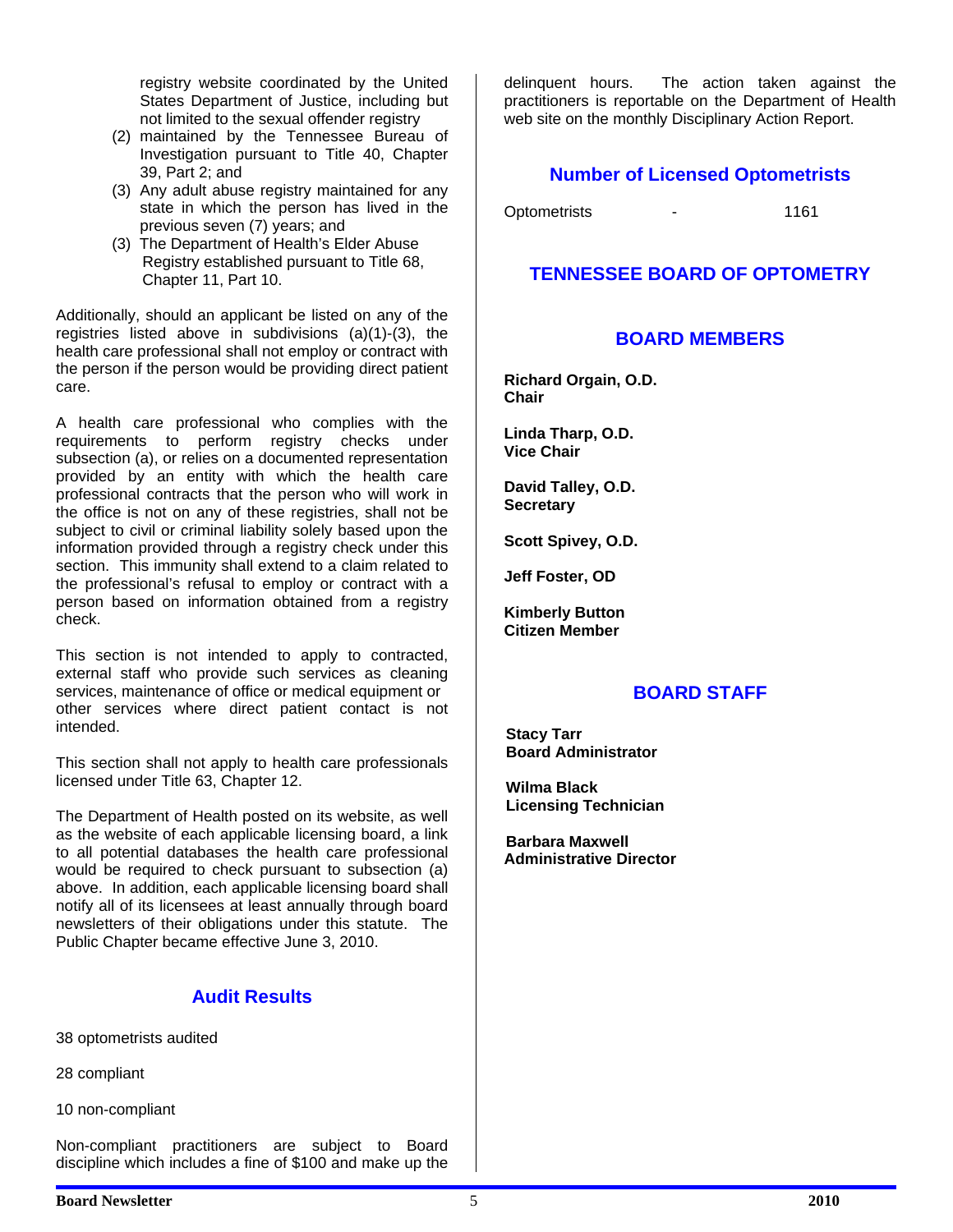registry website coordinated by the United States Department of Justice, including but not limited to the sexual offender registry

(2) maintained by the Tennessee Bureau of Investigation pursuant to Title 40, Chapter 39, Part 2; and

(3) Any adult abuse registry maintained for any state in which the person has lived in the previous seven (7) years; and

(3) The Department of Health's Elder Abuse Registry established pursuant to Title 68, Chapter 11, Part 10.

Additionally, should an applicant be listed on any of the registries listed above in subdivisions (a)(1)-(3), the health care professional shall not employ or contract with the person if the person would be providing direct patient care.

A health care professional who complies with the requirements to perform registry checks under subsection (a), or relies on a documented representation provided by an entity with which the health care professional contracts that the person who will work in the office is not on any of these registries, shall not be subject to civil or criminal liability solely based upon the information provided through a registry check under this section. This immunity shall extend to a claim related to the professional's refusal to employ or contract with a person based on information obtained from a registry check.

This section is not intended to apply to contracted, external staff who provide such services as cleaning services, maintenance of office or medical equipment or other services where direct patient contact is not intended.

This section shall not apply to health care professionals licensed under Title 63, Chapter 12.

The Department of Health posted on its website, as well as the website of each applicable licensing board, a link to all potential databases the health care professional would be required to check pursuant to subsection (a) above. In addition, each applicable licensing board shall notify all of its licensees at least annually through board newsletters of their obligations under this statute. The Public Chapter became effective June 3, 2010.

## Audit Results

38 optometrists audited

28 compliant

10 non-compliant

Non-compliant practitioners are subject to Board discipline which includes a fine of $100 and make up the delinquent hours. The action taken against the practitioners is reportable on the Department of Health web site on the monthly Disciplinary Action Report.

## Number of Licensed Optometrists

Optometrists - 1161

## TENNESSEE BOARD OF OPTOMETRY

### BOARD MEMBERS

**Richard Orgain, O.D.**
**Chair**

**Linda Tharp, O.D.**
**Vice Chair**

**David Talley, O.D.**
**Secretary**

**Scott Spivey, O.D.**

**Jeff Foster, OD**

**Kimberly Button**
**Citizen Member**

### BOARD STAFF

**Stacy Tarr**
**Board Administrator**

**Wilma Black**
**Licensing Technician**

**Barbara Maxwell**
**Administrative Director**